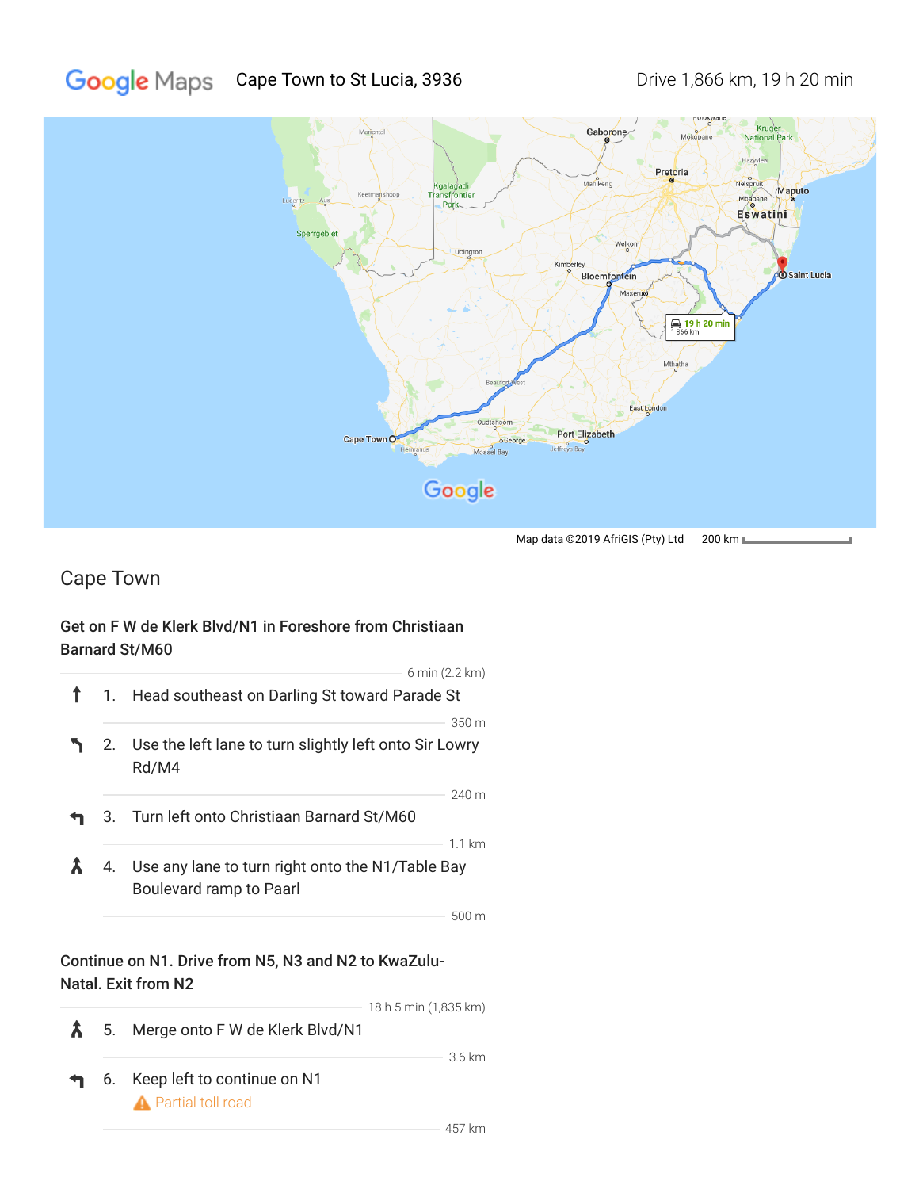Google Maps Cape Town to St Lucia, 3936 Drive 1,866 km, 19 h 20 min

Map data ©2019 AfriGIS (Pty) Ltd 200 km

## Cape Town

### Get on F W de Klerk Blvd/N1 in Foreshore from Christiaan Barnard St/M60

6 min (2.2 km)

1. Head southeast on Darling St toward Parade St

   350 m

2. Use the left lane to turn slightly left onto Sir Lowry Rd/M4

   240 m

3. Turn left onto Christiaan Barnard St/M60

   1.1 km

4. Use any lane to turn right onto the N1/Table Bay Boulevard ramp to Paarl

   500 m

### Continue on N1. Drive from N5, N3 and N2 to KwaZulu-Natal. Exit from N2

18 h 5 min (1,835 km)

5. Merge onto F W de Klerk Blvd/N1

   3.6 km

6. Keep left to continue on N1

   ⚠ Partial toll road

   457 km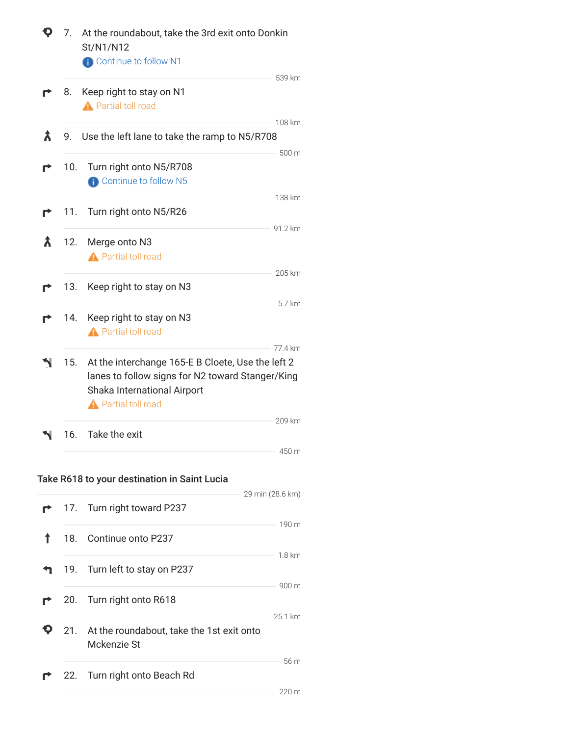7. At the roundabout, take the 3rd exit onto Donkin St/N1/N12
   Continue to follow N1

   539 km

8. Keep right to stay on N1
   Partial toll road

   108 km

9. Use the left lane to take the ramp to N5/R708

   500 m

10. Turn right onto N5/R708
    Continue to follow N5

    138 km

11. Turn right onto N5/R26

    91.2 km

12. Merge onto N3
    Partial toll road

    205 km

13. Keep right to stay on N3

    5.7 km

14. Keep right to stay on N3
    Partial toll road

    77.4 km

15. At the interchange 165-E B Cloete, Use the left 2 lanes to follow signs for N2 toward Stanger/King Shaka International Airport
    Partial toll road

    209 km

16. Take the exit

    450 m

**Take R618 to your destination in Saint Lucia**

29 min (28.6 km)

17. Turn right toward P237

    190 m

18. Continue onto P237

    1.8 km

19. Turn left to stay on P237

    900 m

20. Turn right onto R618

    25.1 km

21. At the roundabout, take the 1st exit onto Mckenzie St

    56 m

22. Turn right onto Beach Rd

    220 m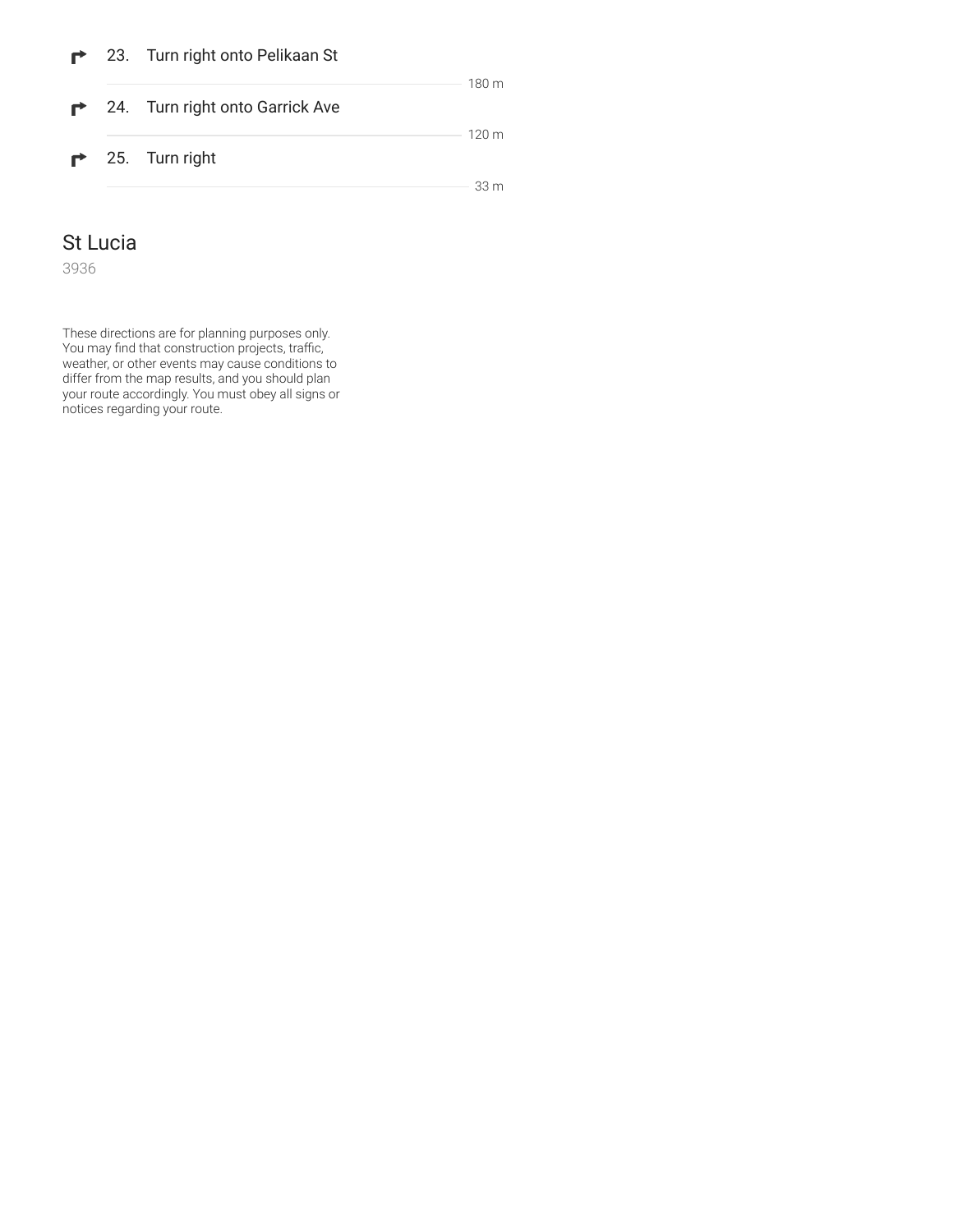23. Turn right onto Pelikaan St

180 m

24. Turn right onto Garrick Ave

120 m

25. Turn right

33 m

## St Lucia

3936

These directions are for planning purposes only. You may find that construction projects, traffic, weather, or other events may cause conditions to differ from the map results, and you should plan your route accordingly. You must obey all signs or notices regarding your route.